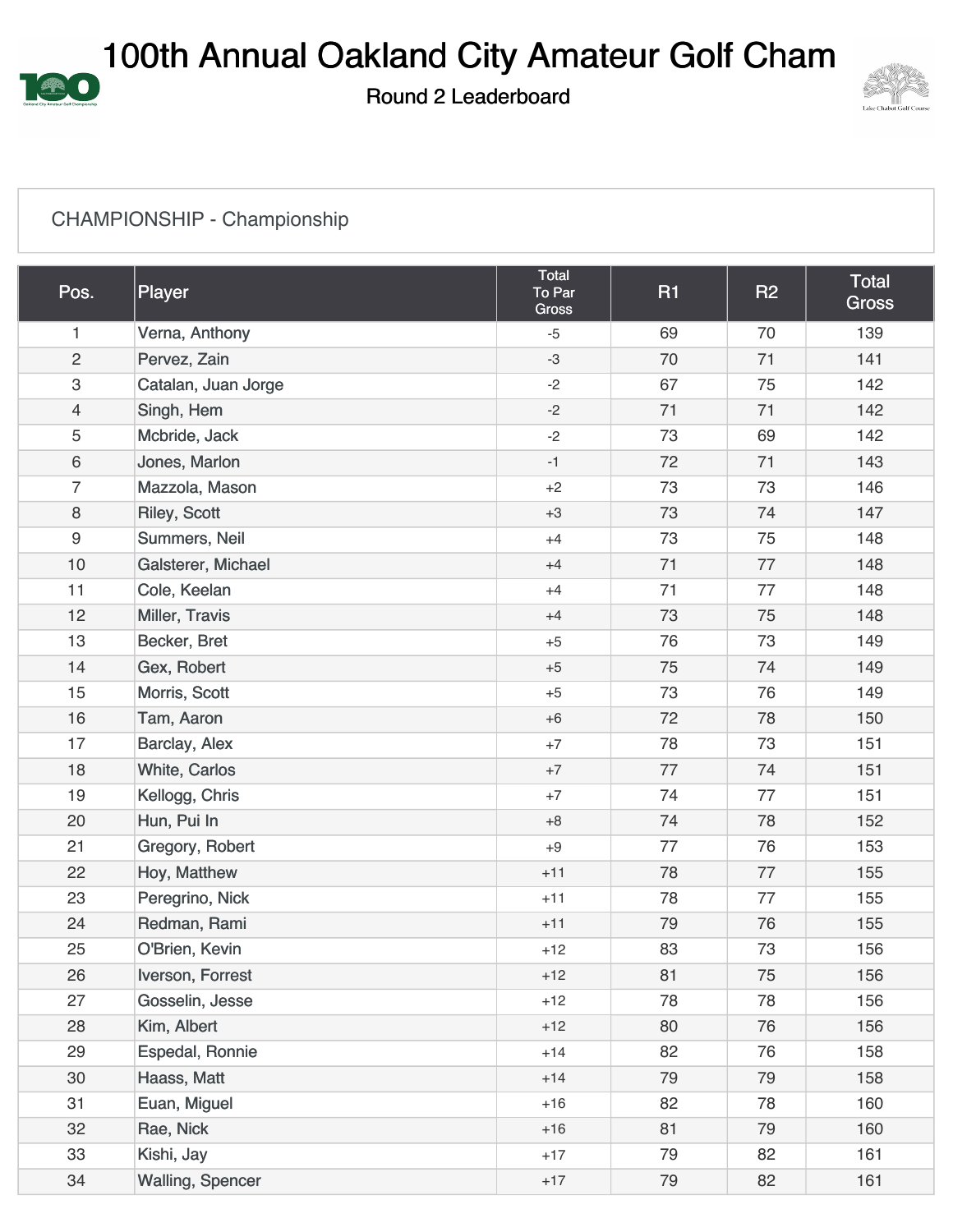# 100th Annual Oakland City Amateur Golf Cham

## Round 2 Leaderboard

### CHAMPIONSHIP - Championship

| Pos. | Player | Total To Par Gross | R1 | R2 | Total Gross |
|---|---|---|---|---|---|
| 1 | Verna, Anthony | -5 | 69 | 70 | 139 |
| 2 | Pervez, Zain | -3 | 70 | 71 | 141 |
| 3 | Catalan, Juan Jorge | -2 | 67 | 75 | 142 |
| 4 | Singh, Hem | -2 | 71 | 71 | 142 |
| 5 | Mcbride, Jack | -2 | 73 | 69 | 142 |
| 6 | Jones, Marlon | -1 | 72 | 71 | 143 |
| 7 | Mazzola, Mason | +2 | 73 | 73 | 146 |
| 8 | Riley, Scott | +3 | 73 | 74 | 147 |
| 9 | Summers, Neil | +4 | 73 | 75 | 148 |
| 10 | Galsterer, Michael | +4 | 71 | 77 | 148 |
| 11 | Cole, Keelan | +4 | 71 | 77 | 148 |
| 12 | Miller, Travis | +4 | 73 | 75 | 148 |
| 13 | Becker, Bret | +5 | 76 | 73 | 149 |
| 14 | Gex, Robert | +5 | 75 | 74 | 149 |
| 15 | Morris, Scott | +5 | 73 | 76 | 149 |
| 16 | Tam, Aaron | +6 | 72 | 78 | 150 |
| 17 | Barclay, Alex | +7 | 78 | 73 | 151 |
| 18 | White, Carlos | +7 | 77 | 74 | 151 |
| 19 | Kellogg, Chris | +7 | 74 | 77 | 151 |
| 20 | Hun, Pui In | +8 | 74 | 78 | 152 |
| 21 | Gregory, Robert | +9 | 77 | 76 | 153 |
| 22 | Hoy, Matthew | +11 | 78 | 77 | 155 |
| 23 | Peregrino, Nick | +11 | 78 | 77 | 155 |
| 24 | Redman, Rami | +11 | 79 | 76 | 155 |
| 25 | O'Brien, Kevin | +12 | 83 | 73 | 156 |
| 26 | Iverson, Forrest | +12 | 81 | 75 | 156 |
| 27 | Gosselin, Jesse | +12 | 78 | 78 | 156 |
| 28 | Kim, Albert | +12 | 80 | 76 | 156 |
| 29 | Espedal, Ronnie | +14 | 82 | 76 | 158 |
| 30 | Haass, Matt | +14 | 79 | 79 | 158 |
| 31 | Euan, Miguel | +16 | 82 | 78 | 160 |
| 32 | Rae, Nick | +16 | 81 | 79 | 160 |
| 33 | Kishi, Jay | +17 | 79 | 82 | 161 |
| 34 | Walling, Spencer | +17 | 79 | 82 | 161 |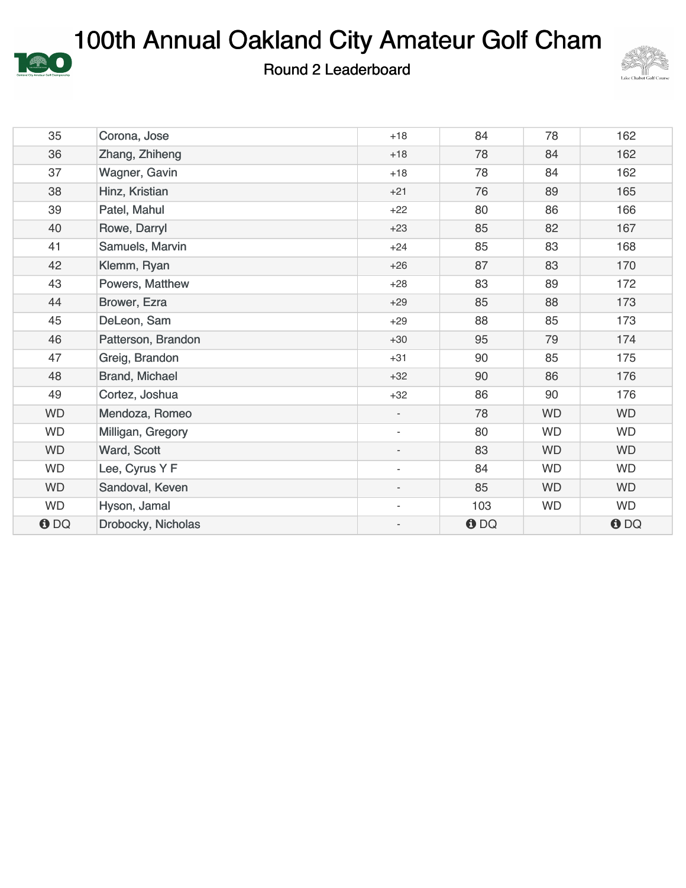# 100th Annual Oakland City Amateur Golf Cham

Round 2 Leaderboard

| | | | | | |
|---|---|---|---|---|---|
| 35 | Corona, Jose | +18 | 84 | 78 | 162 |
| 36 | Zhang, Zhiheng | +18 | 78 | 84 | 162 |
| 37 | Wagner, Gavin | +18 | 78 | 84 | 162 |
| 38 | Hinz, Kristian | +21 | 76 | 89 | 165 |
| 39 | Patel, Mahul | +22 | 80 | 86 | 166 |
| 40 | Rowe, Darryl | +23 | 85 | 82 | 167 |
| 41 | Samuels, Marvin | +24 | 85 | 83 | 168 |
| 42 | Klemm, Ryan | +26 | 87 | 83 | 170 |
| 43 | Powers, Matthew | +28 | 83 | 89 | 172 |
| 44 | Brower, Ezra | +29 | 85 | 88 | 173 |
| 45 | DeLeon, Sam | +29 | 88 | 85 | 173 |
| 46 | Patterson, Brandon | +30 | 95 | 79 | 174 |
| 47 | Greig, Brandon | +31 | 90 | 85 | 175 |
| 48 | Brand, Michael | +32 | 90 | 86 | 176 |
| 49 | Cortez, Joshua | +32 | 86 | 90 | 176 |
| WD | Mendoza, Romeo | - | 78 | WD | WD |
| WD | Milligan, Gregory | - | 80 | WD | WD |
| WD | Ward, Scott | - | 83 | WD | WD |
| WD | Lee, Cyrus Y F | - | 84 | WD | WD |
| WD | Sandoval, Keven | - | 85 | WD | WD |
| WD | Hyson, Jamal | - | 103 | WD | WD |
| DQ | Drobocky, Nicholas | - | DQ | | DQ |